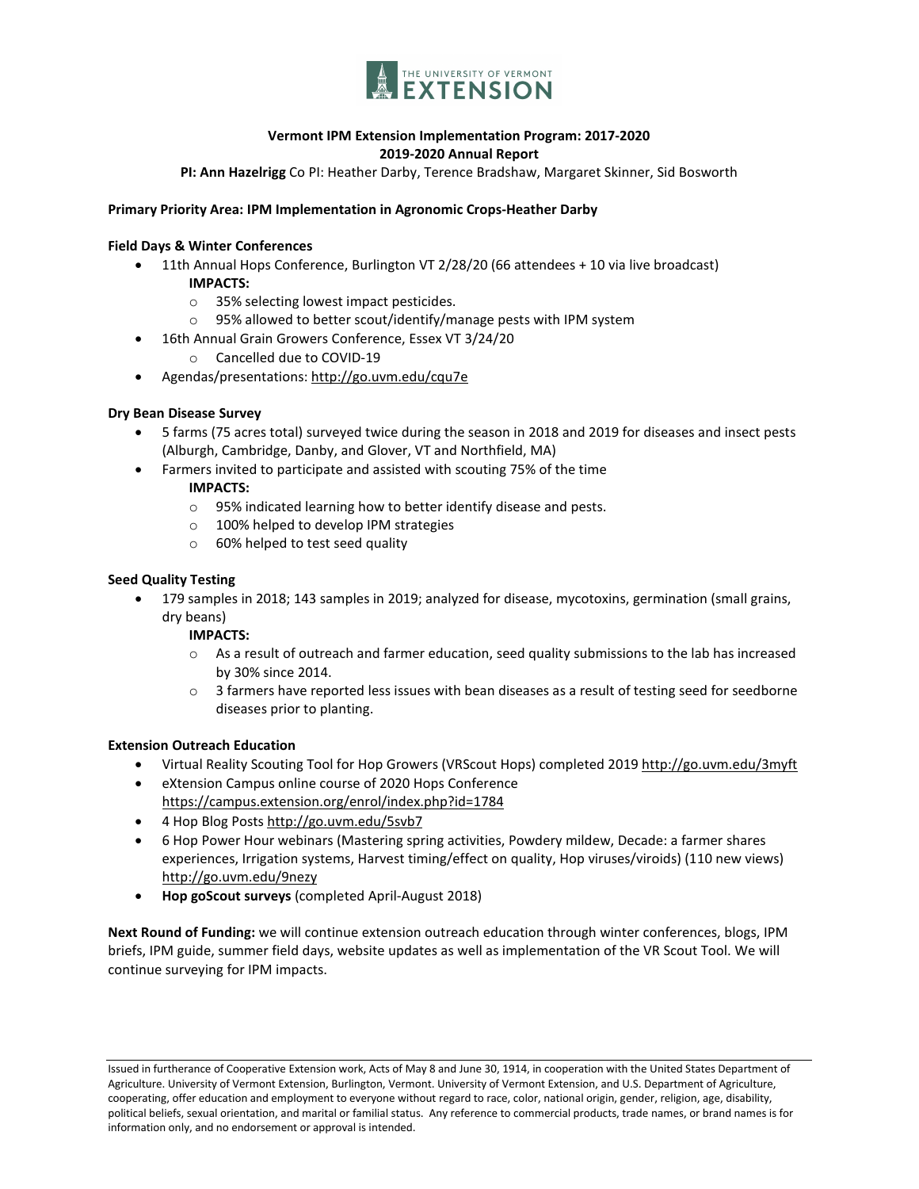# Vermont IPM Extension Implementation Program: 2017-2020

## 2019-2020 Annual Report

**PI: Ann Hazelrigg** Co PI: Heather Darby, Terence Bradshaw, Margaret Skinner, Sid Bosworth

**Primary Priority Area: IPM Implementation in Agronomic Crops-Heather Darby**

**Field Days & Winter Conferences**

- 11th Annual Hops Conference, Burlington VT 2/28/20 (66 attendees + 10 via live broadcast)
  **IMPACTS:**
  - 35% selecting lowest impact pesticides.
  - 95% allowed to better scout/identify/manage pests with IPM system
- 16th Annual Grain Growers Conference, Essex VT 3/24/20
  - Cancelled due to COVID-19
- Agendas/presentations: http://go.uvm.edu/cqu7e

**Dry Bean Disease Survey**

- 5 farms (75 acres total) surveyed twice during the season in 2018 and 2019 for diseases and insect pests (Alburgh, Cambridge, Danby, and Glover, VT and Northfield, MA)
- Farmers invited to participate and assisted with scouting 75% of the time
  **IMPACTS:**
  - 95% indicated learning how to better identify disease and pests.
  - 100% helped to develop IPM strategies
  - 60% helped to test seed quality

**Seed Quality Testing**

- 179 samples in 2018; 143 samples in 2019; analyzed for disease, mycotoxins, germination (small grains, dry beans)
  **IMPACTS:**
  - As a result of outreach and farmer education, seed quality submissions to the lab has increased by 30% since 2014.
  - 3 farmers have reported less issues with bean diseases as a result of testing seed for seedborne diseases prior to planting.

**Extension Outreach Education**

- Virtual Reality Scouting Tool for Hop Growers (VRScout Hops) completed 2019 http://go.uvm.edu/3myft
- eXtension Campus online course of 2020 Hops Conference https://campus.extension.org/enrol/index.php?id=1784
- 4 Hop Blog Posts http://go.uvm.edu/5svb7
- 6 Hop Power Hour webinars (Mastering spring activities, Powdery mildew, Decade: a farmer shares experiences, Irrigation systems, Harvest timing/effect on quality, Hop viruses/viroids) (110 new views) http://go.uvm.edu/9nezy
- **Hop goScout surveys** (completed April-August 2018)

**Next Round of Funding:** we will continue extension outreach education through winter conferences, blogs, IPM briefs, IPM guide, summer field days, website updates as well as implementation of the VR Scout Tool. We will continue surveying for IPM impacts.

Issued in furtherance of Cooperative Extension work, Acts of May 8 and June 30, 1914, in cooperation with the United States Department of Agriculture. University of Vermont Extension, Burlington, Vermont. University of Vermont Extension, and U.S. Department of Agriculture, cooperating, offer education and employment to everyone without regard to race, color, national origin, gender, religion, age, disability, political beliefs, sexual orientation, and marital or familial status. Any reference to commercial products, trade names, or brand names is for information only, and no endorsement or approval is intended.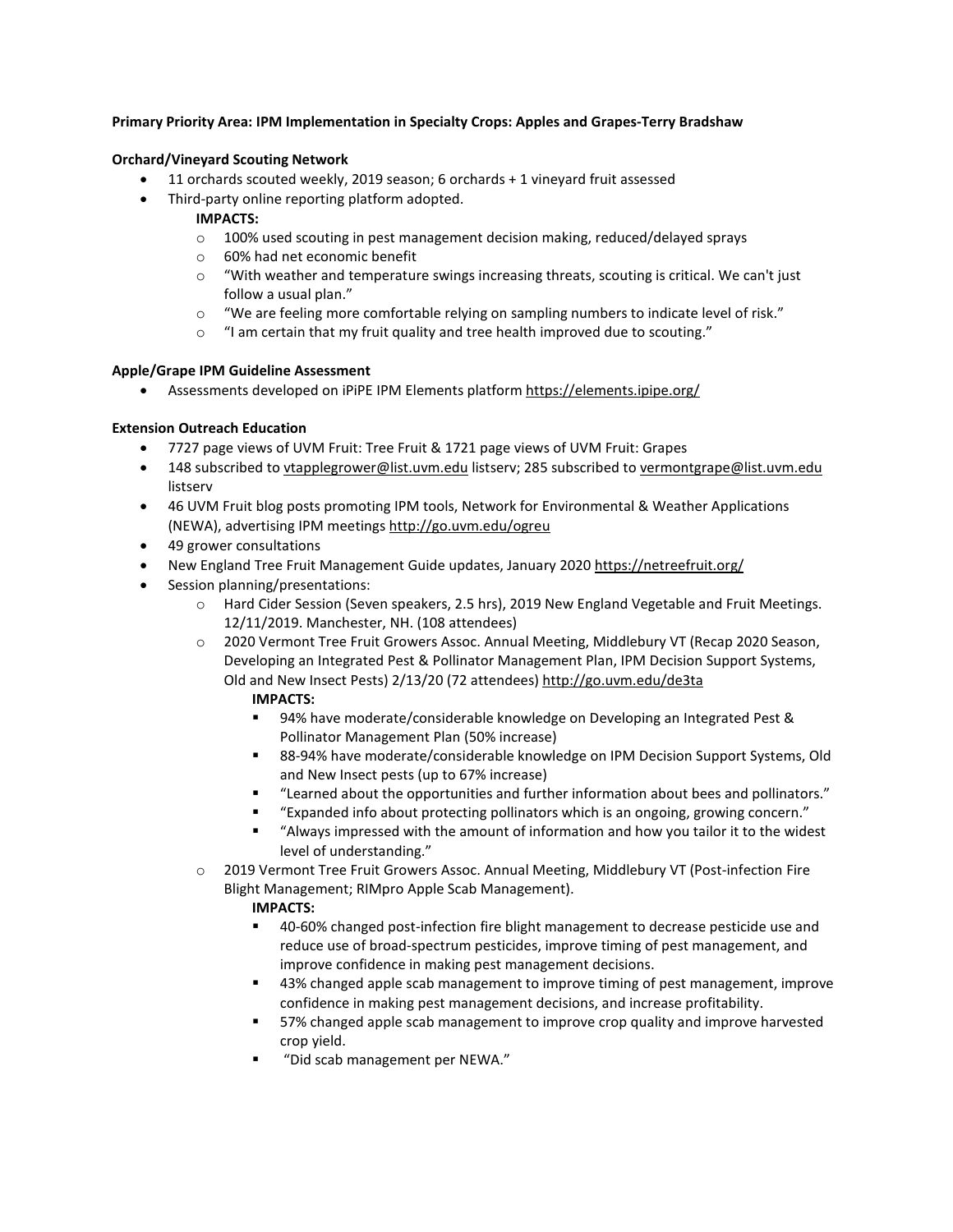**Primary Priority Area: IPM Implementation in Specialty Crops: Apples and Grapes-Terry Bradshaw**

**Orchard/Vineyard Scouting Network**

- 11 orchards scouted weekly, 2019 season; 6 orchards + 1 vineyard fruit assessed
- Third-party online reporting platform adopted.

  **IMPACTS:**
  - 100% used scouting in pest management decision making, reduced/delayed sprays
  - 60% had net economic benefit
  - "With weather and temperature swings increasing threats, scouting is critical. We can't just follow a usual plan."
  - "We are feeling more comfortable relying on sampling numbers to indicate level of risk."
  - "I am certain that my fruit quality and tree health improved due to scouting."

**Apple/Grape IPM Guideline Assessment**

- Assessments developed on iPiPE IPM Elements platform https://elements.ipipe.org/

**Extension Outreach Education**

- 7727 page views of UVM Fruit: Tree Fruit & 1721 page views of UVM Fruit: Grapes
- 148 subscribed to vtapplegrower@list.uvm.edu listserv; 285 subscribed to vermontgrape@list.uvm.edu listserv
- 46 UVM Fruit blog posts promoting IPM tools, Network for Environmental & Weather Applications (NEWA), advertising IPM meetings http://go.uvm.edu/ogreu
- 49 grower consultations
- New England Tree Fruit Management Guide updates, January 2020 https://netreefruit.org/
- Session planning/presentations:
  - Hard Cider Session (Seven speakers, 2.5 hrs), 2019 New England Vegetable and Fruit Meetings. 12/11/2019. Manchester, NH. (108 attendees)
  - 2020 Vermont Tree Fruit Growers Assoc. Annual Meeting, Middlebury VT (Recap 2020 Season, Developing an Integrated Pest & Pollinator Management Plan, IPM Decision Support Systems, Old and New Insect Pests) 2/13/20 (72 attendees) http://go.uvm.edu/de3ta

    **IMPACTS:**
    - 94% have moderate/considerable knowledge on Developing an Integrated Pest & Pollinator Management Plan (50% increase)
    - 88-94% have moderate/considerable knowledge on IPM Decision Support Systems, Old and New Insect pests (up to 67% increase)
    - "Learned about the opportunities and further information about bees and pollinators."
    - "Expanded info about protecting pollinators which is an ongoing, growing concern."
    - "Always impressed with the amount of information and how you tailor it to the widest level of understanding."
  - 2019 Vermont Tree Fruit Growers Assoc. Annual Meeting, Middlebury VT (Post-infection Fire Blight Management; RIMpro Apple Scab Management).

    **IMPACTS:**
    - 40-60% changed post-infection fire blight management to decrease pesticide use and reduce use of broad-spectrum pesticides, improve timing of pest management, and improve confidence in making pest management decisions.
    - 43% changed apple scab management to improve timing of pest management, improve confidence in making pest management decisions, and increase profitability.
    - 57% changed apple scab management to improve crop quality and improve harvested crop yield.
    - "Did scab management per NEWA."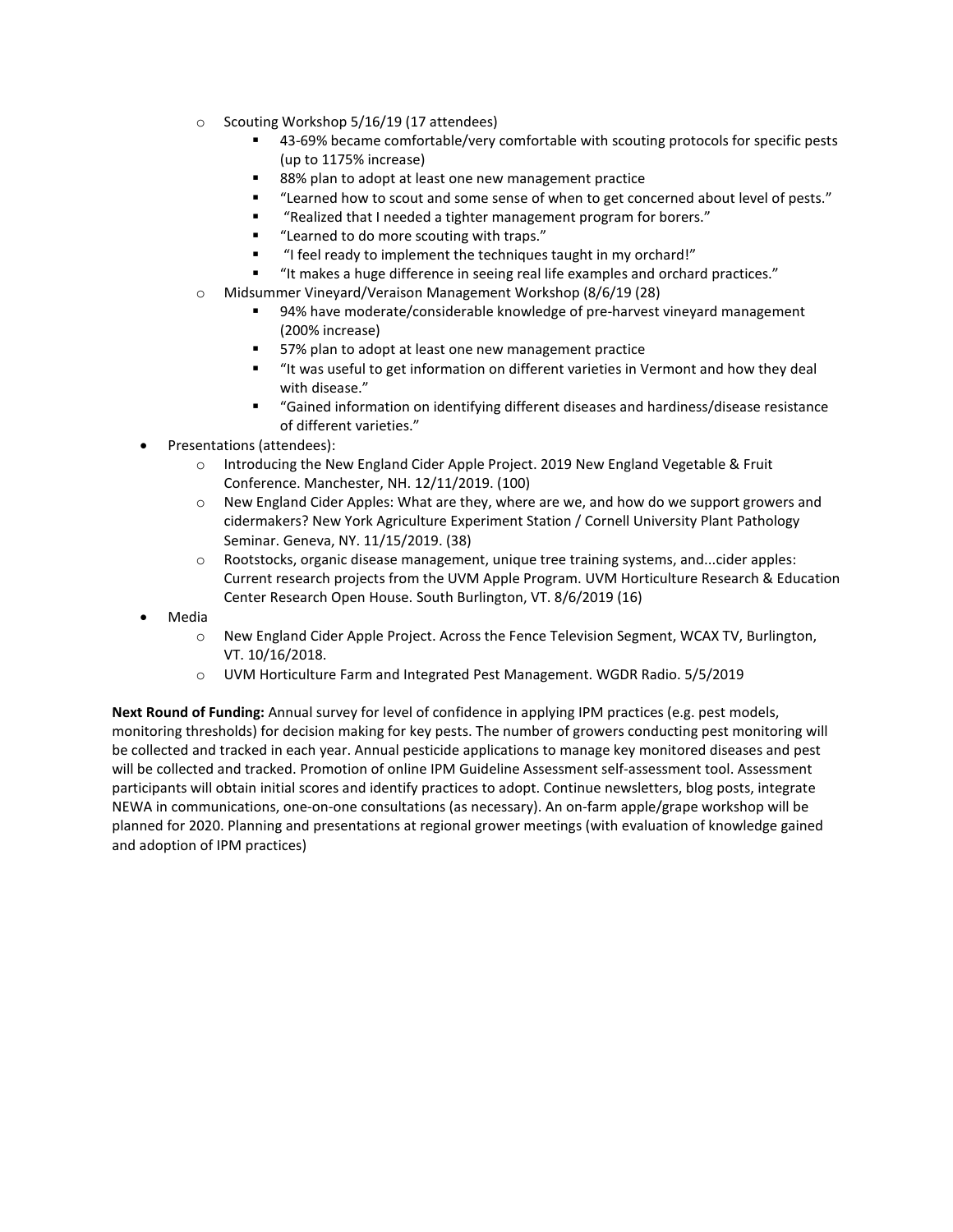- Scouting Workshop 5/16/19 (17 attendees)
  - 43-69% became comfortable/very comfortable with scouting protocols for specific pests (up to 1175% increase)
  - 88% plan to adopt at least one new management practice
  - "Learned how to scout and some sense of when to get concerned about level of pests."
  - "Realized that I needed a tighter management program for borers."
  - "Learned to do more scouting with traps."
  - "I feel ready to implement the techniques taught in my orchard!"
  - "It makes a huge difference in seeing real life examples and orchard practices."
- Midsummer Vineyard/Veraison Management Workshop (8/6/19 (28)
  - 94% have moderate/considerable knowledge of pre-harvest vineyard management (200% increase)
  - 57% plan to adopt at least one new management practice
  - "It was useful to get information on different varieties in Vermont and how they deal with disease."
  - "Gained information on identifying different diseases and hardiness/disease resistance of different varieties."

- Presentations (attendees):
  - Introducing the New England Cider Apple Project. 2019 New England Vegetable & Fruit Conference. Manchester, NH. 12/11/2019. (100)
  - New England Cider Apples: What are they, where are we, and how do we support growers and cidermakers? New York Agriculture Experiment Station / Cornell University Plant Pathology Seminar. Geneva, NY. 11/15/2019. (38)
  - Rootstocks, organic disease management, unique tree training systems, and...cider apples: Current research projects from the UVM Apple Program. UVM Horticulture Research & Education Center Research Open House. South Burlington, VT. 8/6/2019 (16)
- Media
  - New England Cider Apple Project. Across the Fence Television Segment, WCAX TV, Burlington, VT. 10/16/2018.
  - UVM Horticulture Farm and Integrated Pest Management. WGDR Radio. 5/5/2019

**Next Round of Funding:** Annual survey for level of confidence in applying IPM practices (e.g. pest models, monitoring thresholds) for decision making for key pests. The number of growers conducting pest monitoring will be collected and tracked in each year. Annual pesticide applications to manage key monitored diseases and pest will be collected and tracked. Promotion of online IPM Guideline Assessment self-assessment tool. Assessment participants will obtain initial scores and identify practices to adopt. Continue newsletters, blog posts, integrate NEWA in communications, one-on-one consultations (as necessary). An on-farm apple/grape workshop will be planned for 2020. Planning and presentations at regional grower meetings (with evaluation of knowledge gained and adoption of IPM practices)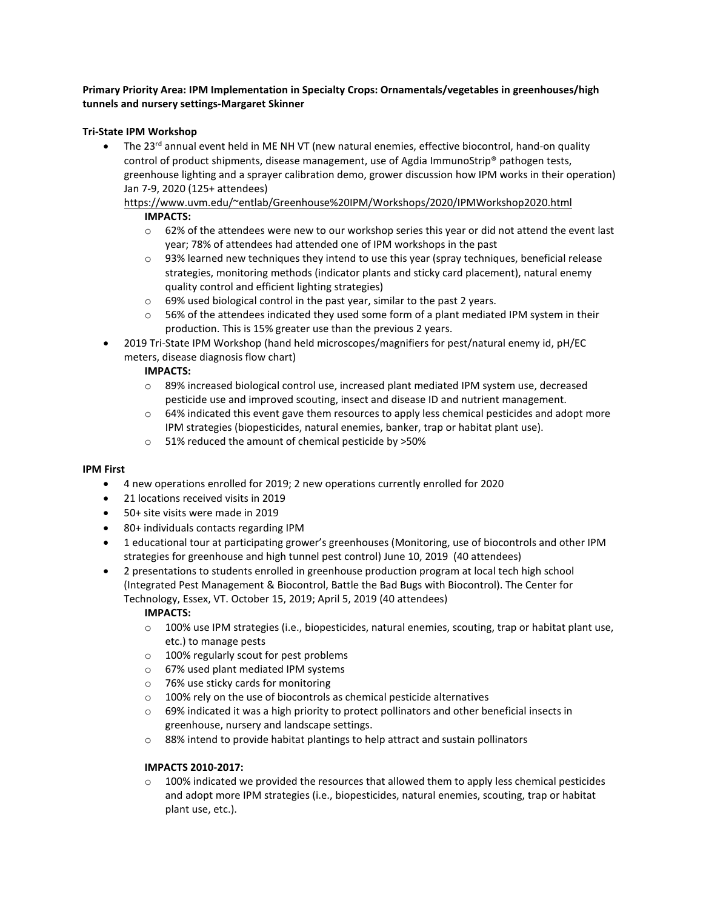**Primary Priority Area: IPM Implementation in Specialty Crops: Ornamentals/vegetables in greenhouses/high tunnels and nursery settings-Margaret Skinner**

**Tri-State IPM Workshop**

- The 23rd annual event held in ME NH VT (new natural enemies, effective biocontrol, hand-on quality control of product shipments, disease management, use of Agdia ImmunoStrip® pathogen tests, greenhouse lighting and a sprayer calibration demo, grower discussion how IPM works in their operation) Jan 7-9, 2020 (125+ attendees) https://www.uvm.edu/~entlab/Greenhouse%20IPM/Workshops/2020/IPMWorkshop2020.html

  **IMPACTS:**

  - 62% of the attendees were new to our workshop series this year or did not attend the event last year; 78% of attendees had attended one of IPM workshops in the past
  - 93% learned new techniques they intend to use this year (spray techniques, beneficial release strategies, monitoring methods (indicator plants and sticky card placement), natural enemy quality control and efficient lighting strategies)
  - 69% used biological control in the past year, similar to the past 2 years.
  - 56% of the attendees indicated they used some form of a plant mediated IPM system in their production. This is 15% greater use than the previous 2 years.

- 2019 Tri-State IPM Workshop (hand held microscopes/magnifiers for pest/natural enemy id, pH/EC meters, disease diagnosis flow chart)

  **IMPACTS:**

  - 89% increased biological control use, increased plant mediated IPM system use, decreased pesticide use and improved scouting, insect and disease ID and nutrient management.
  - 64% indicated this event gave them resources to apply less chemical pesticides and adopt more IPM strategies (biopesticides, natural enemies, banker, trap or habitat plant use).
  - 51% reduced the amount of chemical pesticide by >50%

**IPM First**

- 4 new operations enrolled for 2019; 2 new operations currently enrolled for 2020
- 21 locations received visits in 2019
- 50+ site visits were made in 2019
- 80+ individuals contacts regarding IPM
- 1 educational tour at participating grower's greenhouses (Monitoring, use of biocontrols and other IPM strategies for greenhouse and high tunnel pest control) June 10, 2019 (40 attendees)
- 2 presentations to students enrolled in greenhouse production program at local tech high school (Integrated Pest Management & Biocontrol, Battle the Bad Bugs with Biocontrol). The Center for Technology, Essex, VT. October 15, 2019; April 5, 2019 (40 attendees)

  **IMPACTS:**

  - 100% use IPM strategies (i.e., biopesticides, natural enemies, scouting, trap or habitat plant use, etc.) to manage pests
  - 100% regularly scout for pest problems
  - 67% used plant mediated IPM systems
  - 76% use sticky cards for monitoring
  - 100% rely on the use of biocontrols as chemical pesticide alternatives
  - 69% indicated it was a high priority to protect pollinators and other beneficial insects in greenhouse, nursery and landscape settings.
  - 88% intend to provide habitat plantings to help attract and sustain pollinators

  **IMPACTS 2010-2017:**

  - 100% indicated we provided the resources that allowed them to apply less chemical pesticides and adopt more IPM strategies (i.e., biopesticides, natural enemies, scouting, trap or habitat plant use, etc.).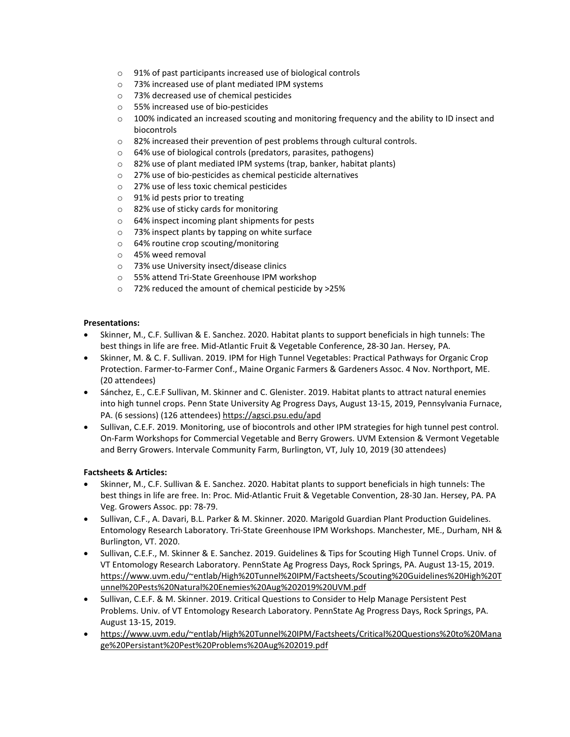- 91% of past participants increased use of biological controls
- 73% increased use of plant mediated IPM systems
- 73% decreased use of chemical pesticides
- 55% increased use of bio-pesticides
- 100% indicated an increased scouting and monitoring frequency and the ability to ID insect and biocontrols
- 82% increased their prevention of pest problems through cultural controls.
- 64% use of biological controls (predators, parasites, pathogens)
- 82% use of plant mediated IPM systems (trap, banker, habitat plants)
- 27% use of bio-pesticides as chemical pesticide alternatives
- 27% use of less toxic chemical pesticides
- 91% id pests prior to treating
- 82% use of sticky cards for monitoring
- 64% inspect incoming plant shipments for pests
- 73% inspect plants by tapping on white surface
- 64% routine crop scouting/monitoring
- 45% weed removal
- 73% use University insect/disease clinics
- 55% attend Tri-State Greenhouse IPM workshop
- 72% reduced the amount of chemical pesticide by >25%

**Presentations:**

- Skinner, M., C.F. Sullivan & E. Sanchez. 2020. Habitat plants to support beneficials in high tunnels: The best things in life are free. Mid-Atlantic Fruit & Vegetable Conference, 28-30 Jan. Hersey, PA.
- Skinner, M. & C. F. Sullivan. 2019. IPM for High Tunnel Vegetables: Practical Pathways for Organic Crop Protection. Farmer-to-Farmer Conf., Maine Organic Farmers & Gardeners Assoc. 4 Nov. Northport, ME. (20 attendees)
- Sánchez, E., C.E.F Sullivan, M. Skinner and C. Glenister. 2019. Habitat plants to attract natural enemies into high tunnel crops. Penn State University Ag Progress Days, August 13-15, 2019, Pennsylvania Furnace, PA. (6 sessions) (126 attendees) https://agsci.psu.edu/apd
- Sullivan, C.E.F. 2019. Monitoring, use of biocontrols and other IPM strategies for high tunnel pest control. On-Farm Workshops for Commercial Vegetable and Berry Growers. UVM Extension & Vermont Vegetable and Berry Growers. Intervale Community Farm, Burlington, VT, July 10, 2019 (30 attendees)

**Factsheets & Articles:**

- Skinner, M., C.F. Sullivan & E. Sanchez. 2020. Habitat plants to support beneficials in high tunnels: The best things in life are free. In: Proc. Mid-Atlantic Fruit & Vegetable Convention, 28-30 Jan. Hersey, PA. PA Veg. Growers Assoc. pp: 78-79.
- Sullivan, C.F., A. Davari, B.L. Parker & M. Skinner. 2020. Marigold Guardian Plant Production Guidelines. Entomology Research Laboratory. Tri-State Greenhouse IPM Workshops. Manchester, ME., Durham, NH & Burlington, VT. 2020.
- Sullivan, C.E.F., M. Skinner & E. Sanchez. 2019. Guidelines & Tips for Scouting High Tunnel Crops. Univ. of VT Entomology Research Laboratory. PennState Ag Progress Days, Rock Springs, PA. August 13-15, 2019. https://www.uvm.edu/~entlab/High%20Tunnel%20IPM/Factsheets/Scouting%20Guidelines%20High%20Tunnel%20Pests%20Natural%20Enemies%20Aug%202019%20UVM.pdf
- Sullivan, C.E.F. & M. Skinner. 2019. Critical Questions to Consider to Help Manage Persistent Pest Problems. Univ. of VT Entomology Research Laboratory. PennState Ag Progress Days, Rock Springs, PA. August 13-15, 2019.
- https://www.uvm.edu/~entlab/High%20Tunnel%20IPM/Factsheets/Critical%20Questions%20to%20Manage%20Persistant%20Pest%20Problems%20Aug%202019.pdf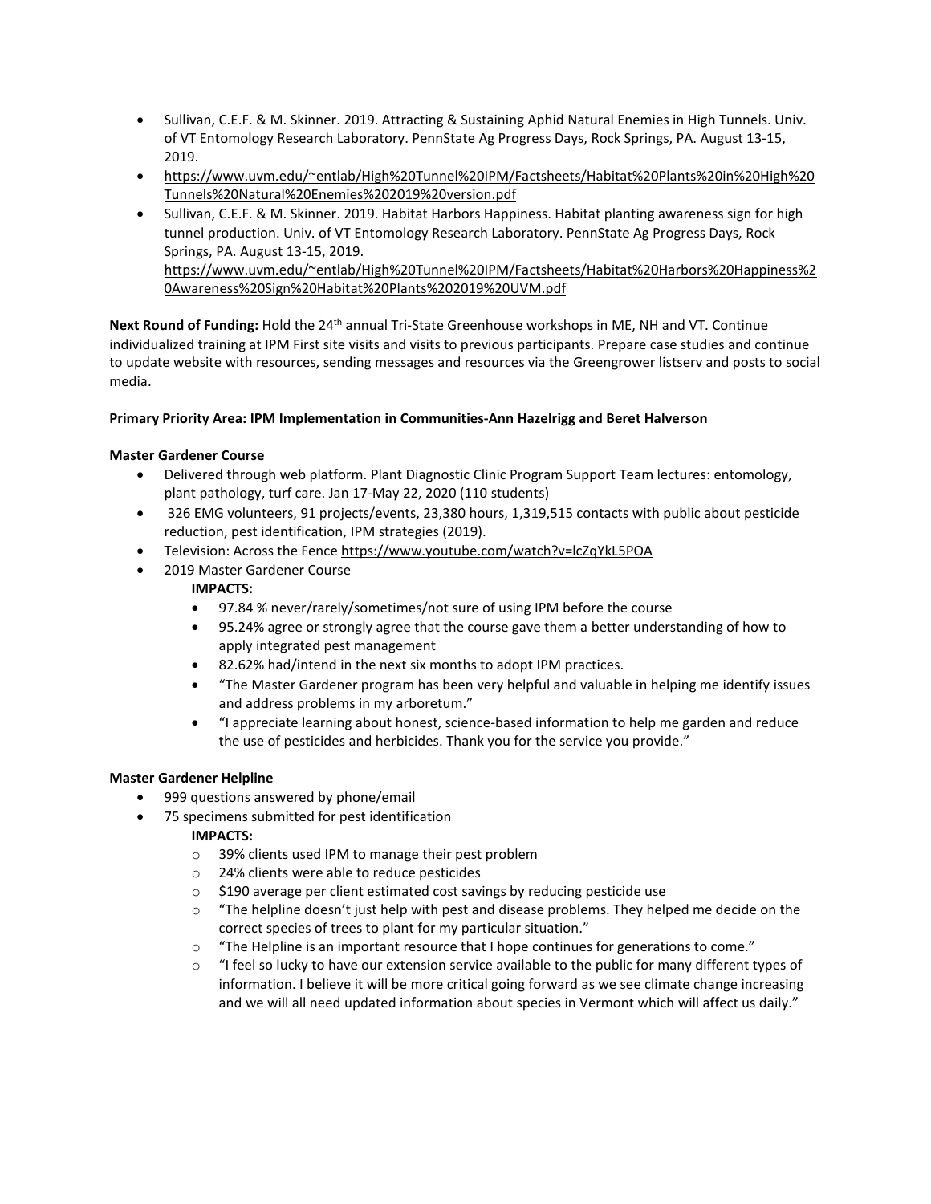- Sullivan, C.E.F. & M. Skinner. 2019. Attracting & Sustaining Aphid Natural Enemies in High Tunnels. Univ. of VT Entomology Research Laboratory. PennState Ag Progress Days, Rock Springs, PA. August 13-15, 2019.
- https://www.uvm.edu/~entlab/High%20Tunnel%20IPM/Factsheets/Habitat%20Plants%20in%20High%20Tunnels%20Natural%20Enemies%202019%20version.pdf
- Sullivan, C.E.F. & M. Skinner. 2019. Habitat Harbors Happiness. Habitat planting awareness sign for high tunnel production. Univ. of VT Entomology Research Laboratory. PennState Ag Progress Days, Rock Springs, PA. August 13-15, 2019. https://www.uvm.edu/~entlab/High%20Tunnel%20IPM/Factsheets/Habitat%20Harbors%20Happiness%20Awareness%20Sign%20Habitat%20Plants%202019%20UVM.pdf

**Next Round of Funding:** Hold the 24th annual Tri-State Greenhouse workshops in ME, NH and VT. Continue individualized training at IPM First site visits and visits to previous participants. Prepare case studies and continue to update website with resources, sending messages and resources via the Greengrower listserv and posts to social media.

**Primary Priority Area: IPM Implementation in Communities-Ann Hazelrigg and Beret Halverson**

**Master Gardener Course**

- Delivered through web platform. Plant Diagnostic Clinic Program Support Team lectures: entomology, plant pathology, turf care. Jan 17-May 22, 2020 (110 students)
- 326 EMG volunteers, 91 projects/events, 23,380 hours, 1,319,515 contacts with public about pesticide reduction, pest identification, IPM strategies (2019).
- Television: Across the Fence https://www.youtube.com/watch?v=lcZqYkL5POA
- 2019 Master Gardener Course
  - **IMPACTS:**
  - 97.84 % never/rarely/sometimes/not sure of using IPM before the course
  - 95.24% agree or strongly agree that the course gave them a better understanding of how to apply integrated pest management
  - 82.62% had/intend in the next six months to adopt IPM practices.
  - "The Master Gardener program has been very helpful and valuable in helping me identify issues and address problems in my arboretum."
  - "I appreciate learning about honest, science-based information to help me garden and reduce the use of pesticides and herbicides. Thank you for the service you provide."

**Master Gardener Helpline**

- 999 questions answered by phone/email
- 75 specimens submitted for pest identification
  - **IMPACTS:**
  - 39% clients used IPM to manage their pest problem
  - 24% clients were able to reduce pesticides
  - $190 average per client estimated cost savings by reducing pesticide use
  - "The helpline doesn't just help with pest and disease problems. They helped me decide on the correct species of trees to plant for my particular situation."
  - "The Helpline is an important resource that I hope continues for generations to come."
  - "I feel so lucky to have our extension service available to the public for many different types of information. I believe it will be more critical going forward as we see climate change increasing and we will all need updated information about species in Vermont which will affect us daily."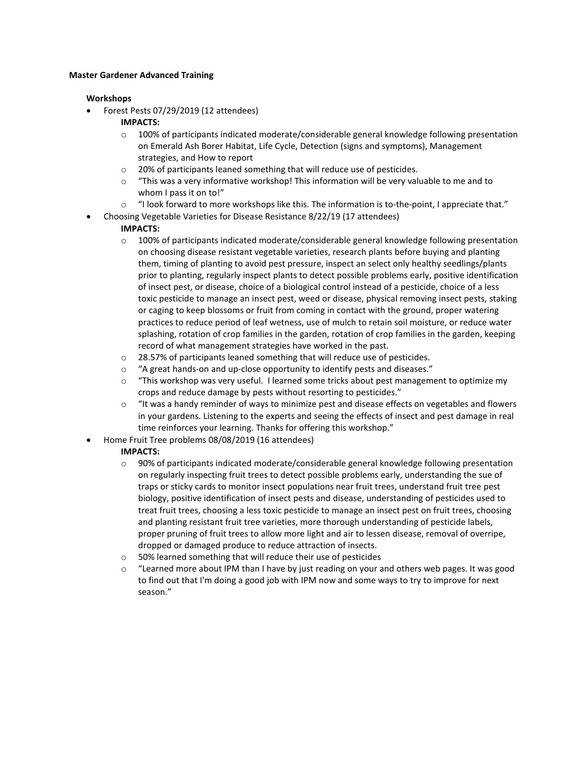**Master Gardener Advanced Training**

**Workshops**

- Forest Pests 07/29/2019 (12 attendees)

  **IMPACTS:**

  - 100% of participants indicated moderate/considerable general knowledge following presentation on Emerald Ash Borer Habitat, Life Cycle, Detection (signs and symptoms), Management strategies, and How to report
  - 20% of participants leaned something that will reduce use of pesticides.
  - "This was a very informative workshop! This information will be very valuable to me and to whom I pass it on to!"
  - "I look forward to more workshops like this. The information is to-the-point, I appreciate that."

- Choosing Vegetable Varieties for Disease Resistance 8/22/19 (17 attendees)

  **IMPACTS:**

  - 100% of participants indicated moderate/considerable general knowledge following presentation on choosing disease resistant vegetable varieties, research plants before buying and planting them, timing of planting to avoid pest pressure, inspect an select only healthy seedlings/plants prior to planting, regularly inspect plants to detect possible problems early, positive identification of insect pest, or disease, choice of a biological control instead of a pesticide, choice of a less toxic pesticide to manage an insect pest, weed or disease, physical removing insect pests, staking or caging to keep blossoms or fruit from coming in contact with the ground, proper watering practices to reduce period of leaf wetness, use of mulch to retain soil moisture, or reduce water splashing, rotation of crop families in the garden, rotation of crop families in the garden, keeping record of what management strategies have worked in the past.
  - 28.57% of participants leaned something that will reduce use of pesticides.
  - "A great hands-on and up-close opportunity to identify pests and diseases."
  - "This workshop was very useful. I learned some tricks about pest management to optimize my crops and reduce damage by pests without resorting to pesticides."
  - "It was a handy reminder of ways to minimize pest and disease effects on vegetables and flowers in your gardens. Listening to the experts and seeing the effects of insect and pest damage in real time reinforces your learning. Thanks for offering this workshop."

- Home Fruit Tree problems 08/08/2019 (16 attendees)

  **IMPACTS:**

  - 90% of participants indicated moderate/considerable general knowledge following presentation on regularly inspecting fruit trees to detect possible problems early, understanding the sue of traps or sticky cards to monitor insect populations near fruit trees, understand fruit tree pest biology, positive identification of insect pests and disease, understanding of pesticides used to treat fruit trees, choosing a less toxic pesticide to manage an insect pest on fruit trees, choosing and planting resistant fruit tree varieties, more thorough understanding of pesticide labels, proper pruning of fruit trees to allow more light and air to lessen disease, removal of overripe, dropped or damaged produce to reduce attraction of insects.
  - 50% learned something that will reduce their use of pesticides
  - "Learned more about IPM than I have by just reading on your and others web pages. It was good to find out that I'm doing a good job with IPM now and some ways to try to improve for next season."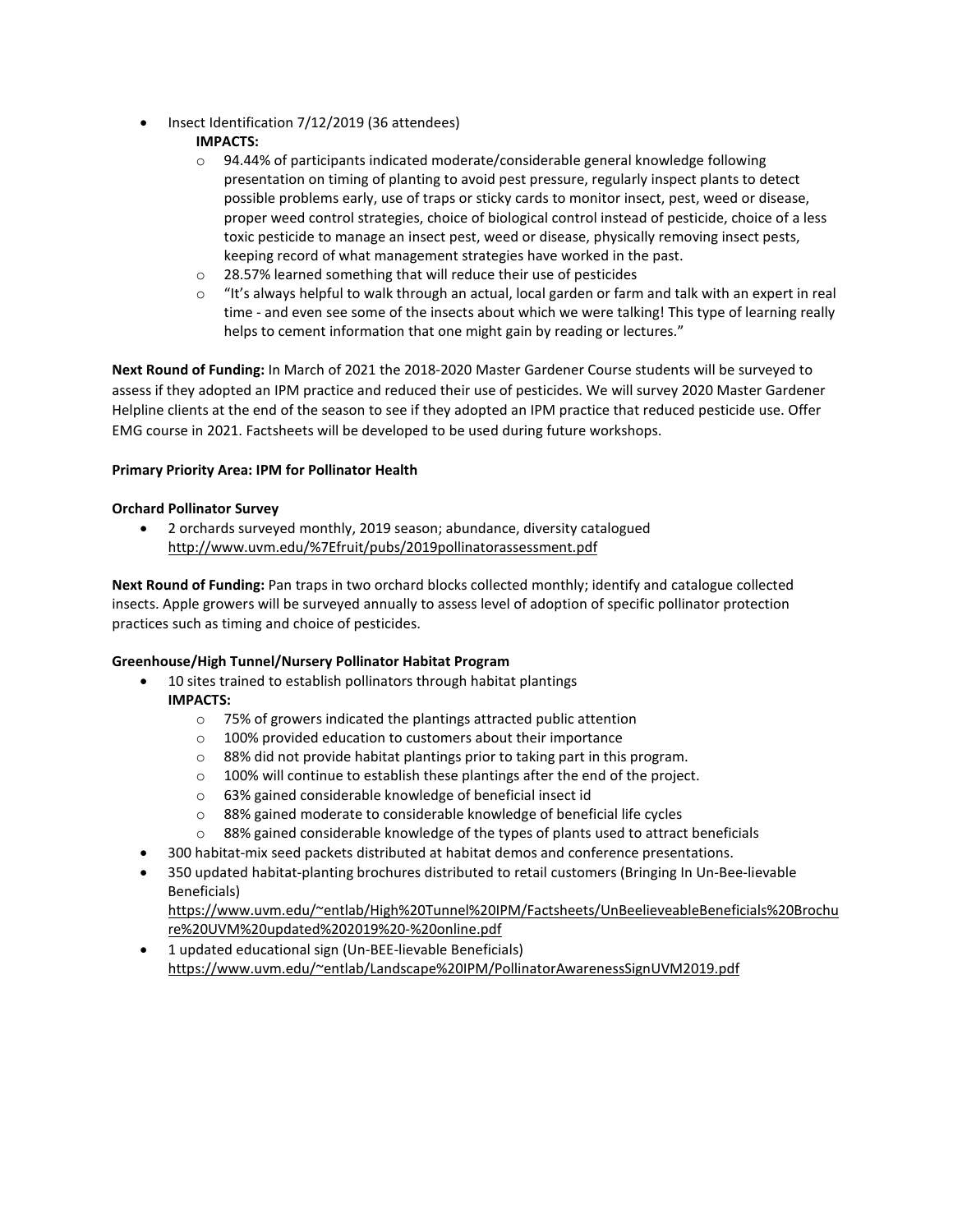- Insect Identification 7/12/2019 (36 attendees)

  **IMPACTS:**

  - 94.44% of participants indicated moderate/considerable general knowledge following presentation on timing of planting to avoid pest pressure, regularly inspect plants to detect possible problems early, use of traps or sticky cards to monitor insect, pest, weed or disease, proper weed control strategies, choice of biological control instead of pesticide, choice of a less toxic pesticide to manage an insect pest, weed or disease, physically removing insect pests, keeping record of what management strategies have worked in the past.
  - 28.57% learned something that will reduce their use of pesticides
  - "It's always helpful to walk through an actual, local garden or farm and talk with an expert in real time - and even see some of the insects about which we were talking! This type of learning really helps to cement information that one might gain by reading or lectures."

**Next Round of Funding:** In March of 2021 the 2018-2020 Master Gardener Course students will be surveyed to assess if they adopted an IPM practice and reduced their use of pesticides. We will survey 2020 Master Gardener Helpline clients at the end of the season to see if they adopted an IPM practice that reduced pesticide use. Offer EMG course in 2021. Factsheets will be developed to be used during future workshops.

**Primary Priority Area: IPM for Pollinator Health**

**Orchard Pollinator Survey**

- 2 orchards surveyed monthly, 2019 season; abundance, diversity catalogued http://www.uvm.edu/%7Efruit/pubs/2019pollinatorassessment.pdf

**Next Round of Funding:** Pan traps in two orchard blocks collected monthly; identify and catalogue collected insects. Apple growers will be surveyed annually to assess level of adoption of specific pollinator protection practices such as timing and choice of pesticides.

**Greenhouse/High Tunnel/Nursery Pollinator Habitat Program**

- 10 sites trained to establish pollinators through habitat plantings

  **IMPACTS:**

  - 75% of growers indicated the plantings attracted public attention
  - 100% provided education to customers about their importance
  - 88% did not provide habitat plantings prior to taking part in this program.
  - 100% will continue to establish these plantings after the end of the project.
  - 63% gained considerable knowledge of beneficial insect id
  - 88% gained moderate to considerable knowledge of beneficial life cycles
  - 88% gained considerable knowledge of the types of plants used to attract beneficials
- 300 habitat-mix seed packets distributed at habitat demos and conference presentations.
- 350 updated habitat-planting brochures distributed to retail customers (Bringing In Un-Bee-lievable Beneficials) https://www.uvm.edu/~entlab/High%20Tunnel%20IPM/Factsheets/UnBeelieveableBeneficials%20Brochure%20UVM%20updated%202019%20-%20online.pdf
- 1 updated educational sign (Un-BEE-lievable Beneficials) https://www.uvm.edu/~entlab/Landscape%20IPM/PollinatorAwarenessSignUVM2019.pdf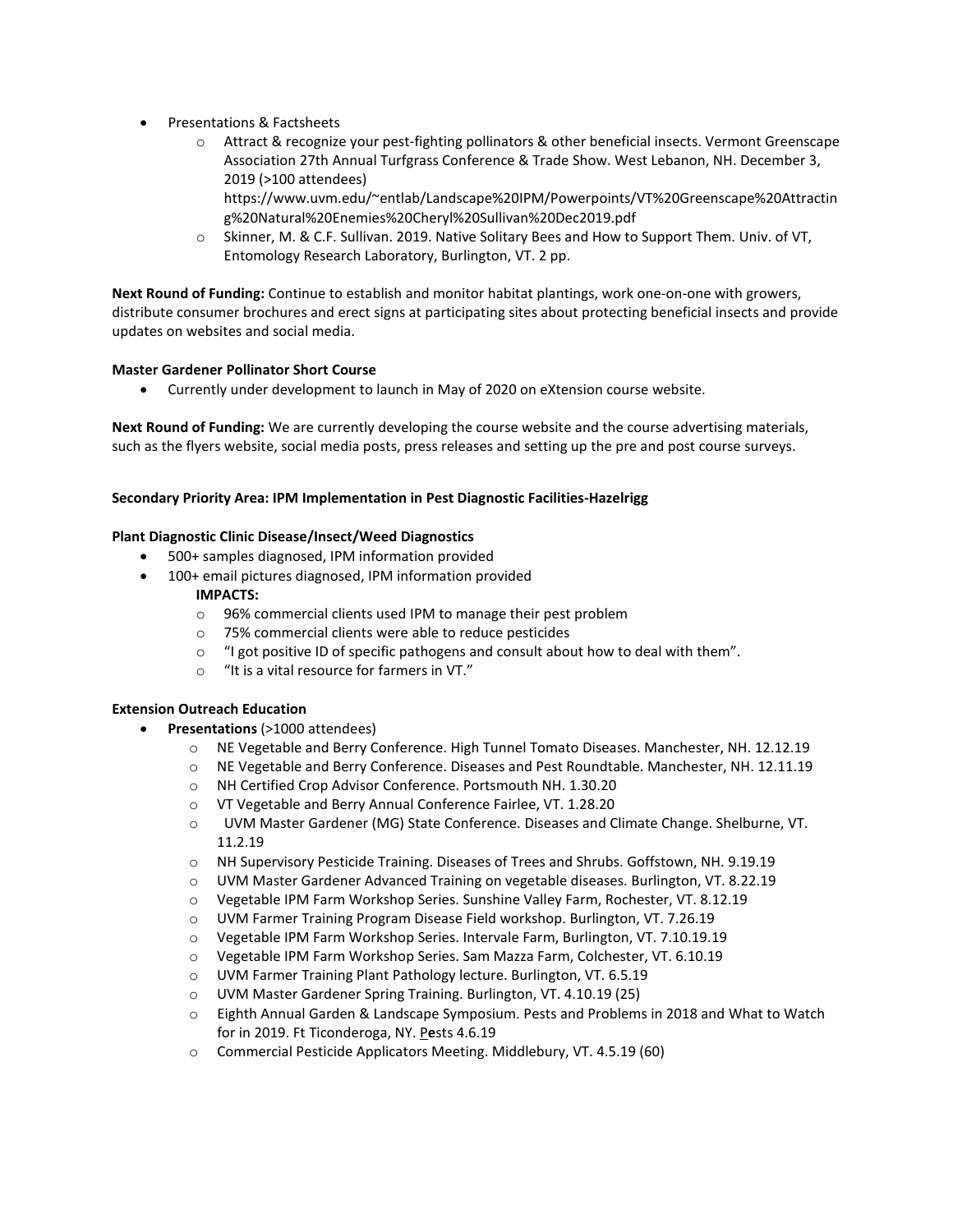- Presentations & Factsheets
  - Attract & recognize your pest-fighting pollinators & other beneficial insects. Vermont Greenscape Association 27th Annual Turfgrass Conference & Trade Show. West Lebanon, NH. December 3, 2019 (>100 attendees) https://www.uvm.edu/~entlab/Landscape%20IPM/Powerpoints/VT%20Greenscape%20Attracting%20Natural%20Enemies%20Cheryl%20Sullivan%20Dec2019.pdf
  - Skinner, M. & C.F. Sullivan. 2019. Native Solitary Bees and How to Support Them. Univ. of VT, Entomology Research Laboratory, Burlington, VT. 2 pp.

**Next Round of Funding:** Continue to establish and monitor habitat plantings, work one-on-one with growers, distribute consumer brochures and erect signs at participating sites about protecting beneficial insects and provide updates on websites and social media.

**Master Gardener Pollinator Short Course**

- Currently under development to launch in May of 2020 on eXtension course website.

**Next Round of Funding:** We are currently developing the course website and the course advertising materials, such as the flyers website, social media posts, press releases and setting up the pre and post course surveys.

**Secondary Priority Area: IPM Implementation in Pest Diagnostic Facilities-Hazelrigg**

**Plant Diagnostic Clinic Disease/Insect/Weed Diagnostics**

- 500+ samples diagnosed, IPM information provided
- 100+ email pictures diagnosed, IPM information provided

  **IMPACTS:**
  - 96% commercial clients used IPM to manage their pest problem
  - 75% commercial clients were able to reduce pesticides
  - "I got positive ID of specific pathogens and consult about how to deal with them".
  - "It is a vital resource for farmers in VT."

**Extension Outreach Education**

- **Presentations** (>1000 attendees)
  - NE Vegetable and Berry Conference. High Tunnel Tomato Diseases. Manchester, NH. 12.12.19
  - NE Vegetable and Berry Conference. Diseases and Pest Roundtable. Manchester, NH. 12.11.19
  - NH Certified Crop Advisor Conference. Portsmouth NH. 1.30.20
  - VT Vegetable and Berry Annual Conference Fairlee, VT. 1.28.20
  - UVM Master Gardener (MG) State Conference. Diseases and Climate Change. Shelburne, VT. 11.2.19
  - NH Supervisory Pesticide Training. Diseases of Trees and Shrubs. Goffstown, NH. 9.19.19
  - UVM Master Gardener Advanced Training on vegetable diseases. Burlington, VT. 8.22.19
  - Vegetable IPM Farm Workshop Series. Sunshine Valley Farm, Rochester, VT. 8.12.19
  - UVM Farmer Training Program Disease Field workshop. Burlington, VT. 7.26.19
  - Vegetable IPM Farm Workshop Series. Intervale Farm, Burlington, VT. 7.10.19.19
  - Vegetable IPM Farm Workshop Series. Sam Mazza Farm, Colchester, VT. 6.10.19
  - UVM Farmer Training Plant Pathology lecture. Burlington, VT. 6.5.19
  - UVM Master Gardener Spring Training. Burlington, VT. 4.10.19 (25)
  - Eighth Annual Garden & Landscape Symposium. Pests and Problems in 2018 and What to Watch for in 2019. Ft Ticonderoga, NY. Pests 4.6.19
  - Commercial Pesticide Applicators Meeting. Middlebury, VT. 4.5.19 (60)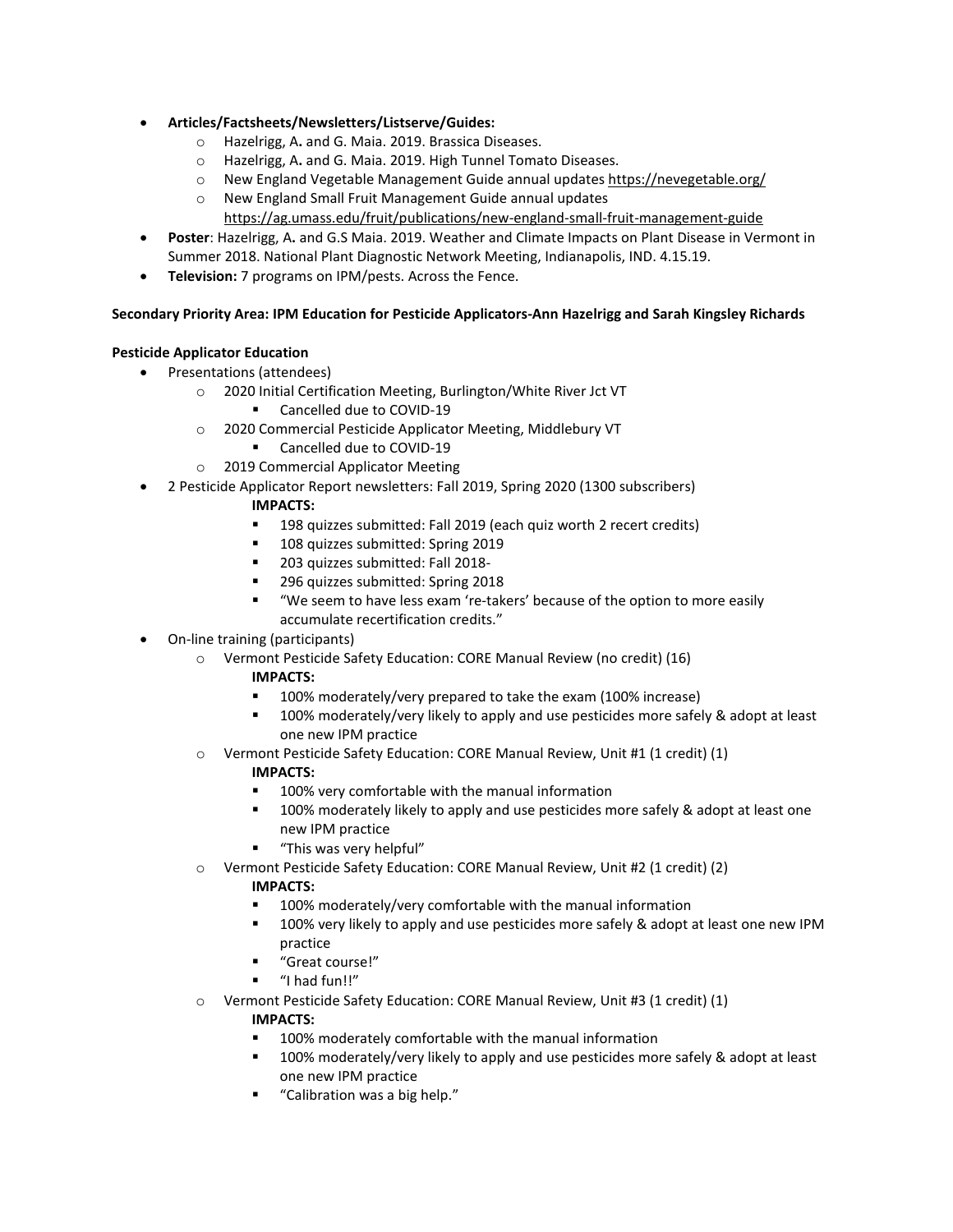- **Articles/Factsheets/Newsletters/Listserve/Guides:**
  - Hazelrigg, A**.** and G. Maia. 2019. Brassica Diseases.
  - Hazelrigg, A**.** and G. Maia. 2019. High Tunnel Tomato Diseases.
  - New England Vegetable Management Guide annual updates https://nevegetable.org/
  - New England Small Fruit Management Guide annual updates https://ag.umass.edu/fruit/publications/new-england-small-fruit-management-guide
- **Poster**: Hazelrigg, A**.** and G.S Maia. 2019. Weather and Climate Impacts on Plant Disease in Vermont in Summer 2018. National Plant Diagnostic Network Meeting, Indianapolis, IND. 4.15.19.
- **Television:** 7 programs on IPM/pests. Across the Fence.

**Secondary Priority Area: IPM Education for Pesticide Applicators-Ann Hazelrigg and Sarah Kingsley Richards**

**Pesticide Applicator Education**

- Presentations (attendees)
  - 2020 Initial Certification Meeting, Burlington/White River Jct VT
    - Cancelled due to COVID-19
  - 2020 Commercial Pesticide Applicator Meeting, Middlebury VT
    - Cancelled due to COVID-19
  - 2019 Commercial Applicator Meeting
- 2 Pesticide Applicator Report newsletters: Fall 2019, Spring 2020 (1300 subscribers)

  **IMPACTS:**
    - 198 quizzes submitted: Fall 2019 (each quiz worth 2 recert credits)
    - 108 quizzes submitted: Spring 2019
    - 203 quizzes submitted: Fall 2018-
    - 296 quizzes submitted: Spring 2018
    - "We seem to have less exam 're-takers' because of the option to more easily accumulate recertification credits."
- On-line training (participants)
  - Vermont Pesticide Safety Education: CORE Manual Review (no credit) (16)

    **IMPACTS:**
      - 100% moderately/very prepared to take the exam (100% increase)
      - 100% moderately/very likely to apply and use pesticides more safely & adopt at least one new IPM practice
  - Vermont Pesticide Safety Education: CORE Manual Review, Unit #1 (1 credit) (1)

    **IMPACTS:**
      - 100% very comfortable with the manual information
      - 100% moderately likely to apply and use pesticides more safely & adopt at least one new IPM practice
      - "This was very helpful"
  - Vermont Pesticide Safety Education: CORE Manual Review, Unit #2 (1 credit) (2)

    **IMPACTS:**
      - 100% moderately/very comfortable with the manual information
      - 100% very likely to apply and use pesticides more safely & adopt at least one new IPM practice
      - "Great course!"
      - "I had fun!!"
  - Vermont Pesticide Safety Education: CORE Manual Review, Unit #3 (1 credit) (1)

    **IMPACTS:**
      - 100% moderately comfortable with the manual information
      - 100% moderately/very likely to apply and use pesticides more safely & adopt at least one new IPM practice
      - "Calibration was a big help."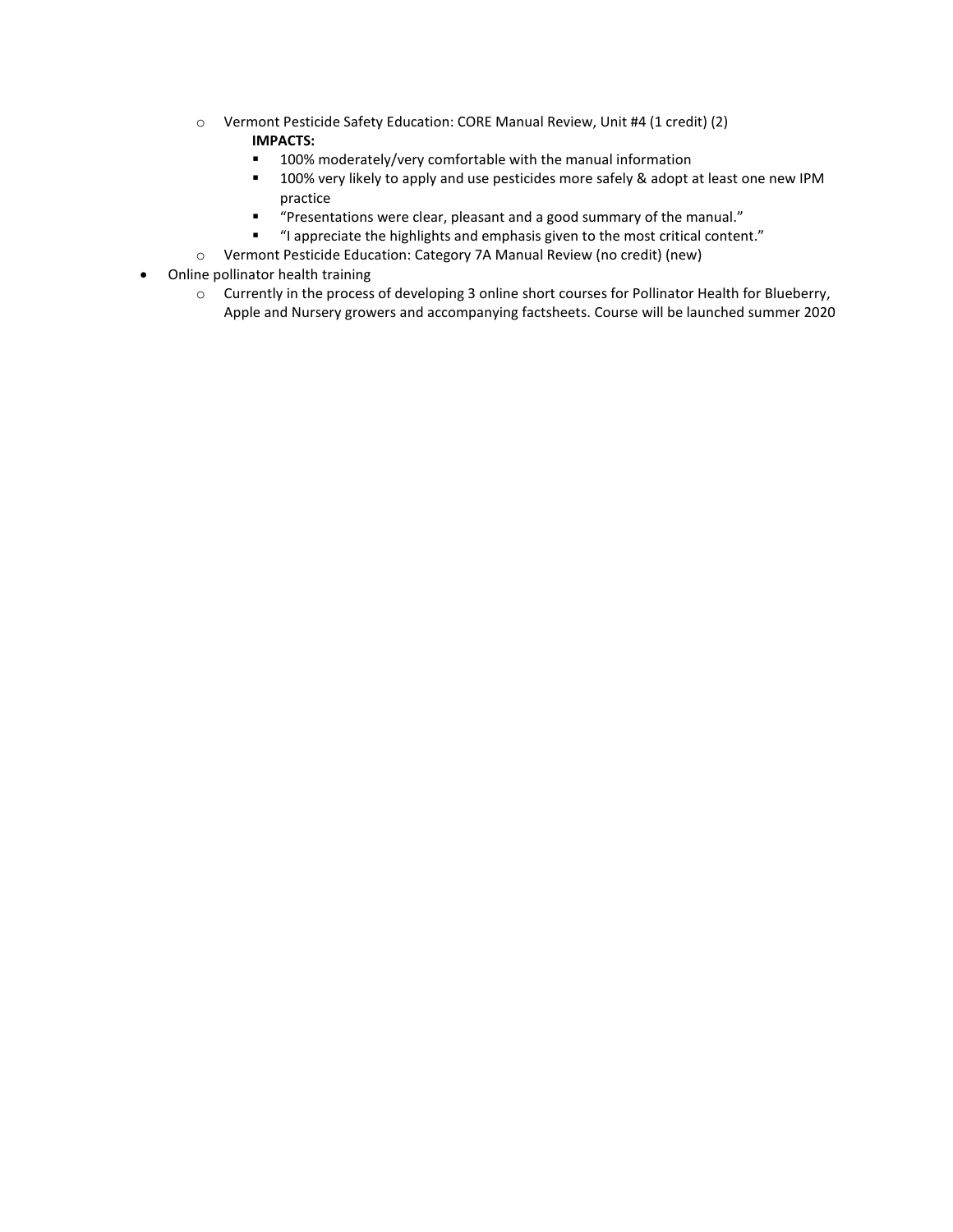- Vermont Pesticide Safety Education: CORE Manual Review, Unit #4 (1 credit) (2)

  **IMPACTS:**

  - 100% moderately/very comfortable with the manual information
  - 100% very likely to apply and use pesticides more safely & adopt at least one new IPM practice
  - "Presentations were clear, pleasant and a good summary of the manual."
  - "I appreciate the highlights and emphasis given to the most critical content."

- Vermont Pesticide Education: Category 7A Manual Review (no credit) (new)

- Online pollinator health training
  - Currently in the process of developing 3 online short courses for Pollinator Health for Blueberry, Apple and Nursery growers and accompanying factsheets. Course will be launched summer 2020